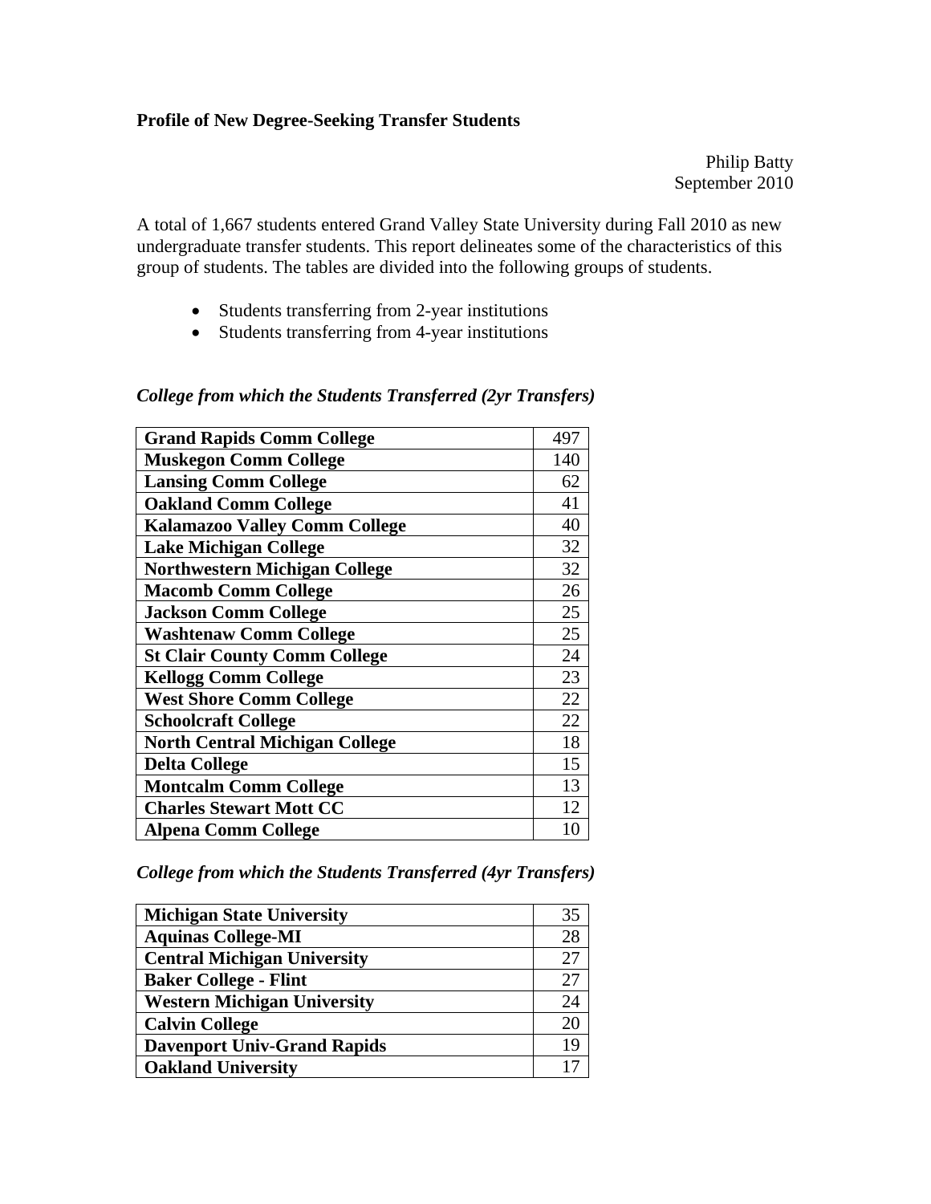**Profile of New Degree-Seeking Transfer Students**

Philip Batty
September 2010

A total of 1,667 students entered Grand Valley State University during Fall 2010 as new undergraduate transfer students. This report delineates some of the characteristics of this group of students. The tables are divided into the following groups of students.

- Students transferring from 2-year institutions
- Students transferring from 4-year institutions

*College from which the Students Transferred (2yr Transfers)*

| | |
|---|---|
| **Grand Rapids Comm College** | 497 |
| **Muskegon Comm College** | 140 |
| **Lansing Comm College** | 62 |
| **Oakland Comm College** | 41 |
| **Kalamazoo Valley Comm College** | 40 |
| **Lake Michigan College** | 32 |
| **Northwestern Michigan College** | 32 |
| **Macomb Comm College** | 26 |
| **Jackson Comm College** | 25 |
| **Washtenaw Comm College** | 25 |
| **St Clair County Comm College** | 24 |
| **Kellogg Comm College** | 23 |
| **West Shore Comm College** | 22 |
| **Schoolcraft College** | 22 |
| **North Central Michigan College** | 18 |
| **Delta College** | 15 |
| **Montcalm Comm College** | 13 |
| **Charles Stewart Mott CC** | 12 |
| **Alpena Comm College** | 10 |

*College from which the Students Transferred (4yr Transfers)*

| | |
|---|---|
| **Michigan State University** | 35 |
| **Aquinas College-MI** | 28 |
| **Central Michigan University** | 27 |
| **Baker College - Flint** | 27 |
| **Western Michigan University** | 24 |
| **Calvin College** | 20 |
| **Davenport Univ-Grand Rapids** | 19 |
| **Oakland University** | 17 |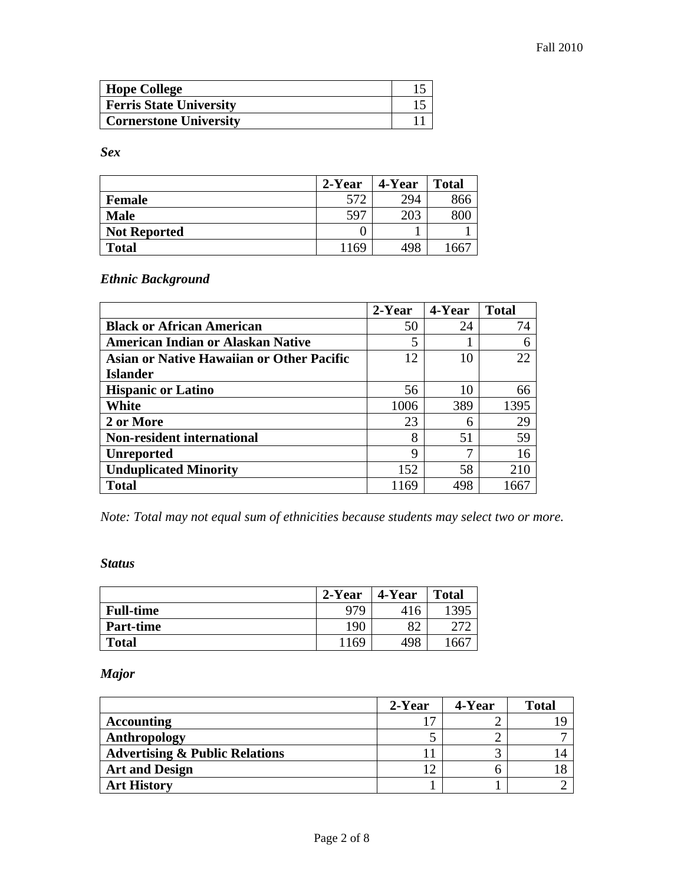| Hope College | 15 |
|---|---|
| Ferris State University | 15 |
| Cornerstone University | 11 |

***Sex***

| | 2-Year | 4-Year | Total |
|---|---|---|---|
| **Female** | 572 | 294 | 866 |
| **Male** | 597 | 203 | 800 |
| **Not Reported** | 0 | 1 | 1 |
| **Total** | 1169 | 498 | 1667 |

***Ethnic Background***

| | 2-Year | 4-Year | Total |
|---|---|---|---|
| **Black or African American** | 50 | 24 | 74 |
| **American Indian or Alaskan Native** | 5 | 1 | 6 |
| **Asian or Native Hawaiian or Other Pacific Islander** | 12 | 10 | 22 |
| **Hispanic or Latino** | 56 | 10 | 66 |
| **White** | 1006 | 389 | 1395 |
| **2 or More** | 23 | 6 | 29 |
| **Non-resident international** | 8 | 51 | 59 |
| **Unreported** | 9 | 7 | 16 |
| **Unduplicated Minority** | 152 | 58 | 210 |
| **Total** | 1169 | 498 | 1667 |

*Note: Total may not equal sum of ethnicities because students may select two or more.*

***Status***

| | 2-Year | 4-Year | Total |
|---|---|---|---|
| **Full-time** | 979 | 416 | 1395 |
| **Part-time** | 190 | 82 | 272 |
| **Total** | 1169 | 498 | 1667 |

***Major***

| | 2-Year | 4-Year | Total |
|---|---|---|---|
| **Accounting** | 17 | 2 | 19 |
| **Anthropology** | 5 | 2 | 7 |
| **Advertising & Public Relations** | 11 | 3 | 14 |
| **Art and Design** | 12 | 6 | 18 |
| **Art History** | 1 | 1 | 2 |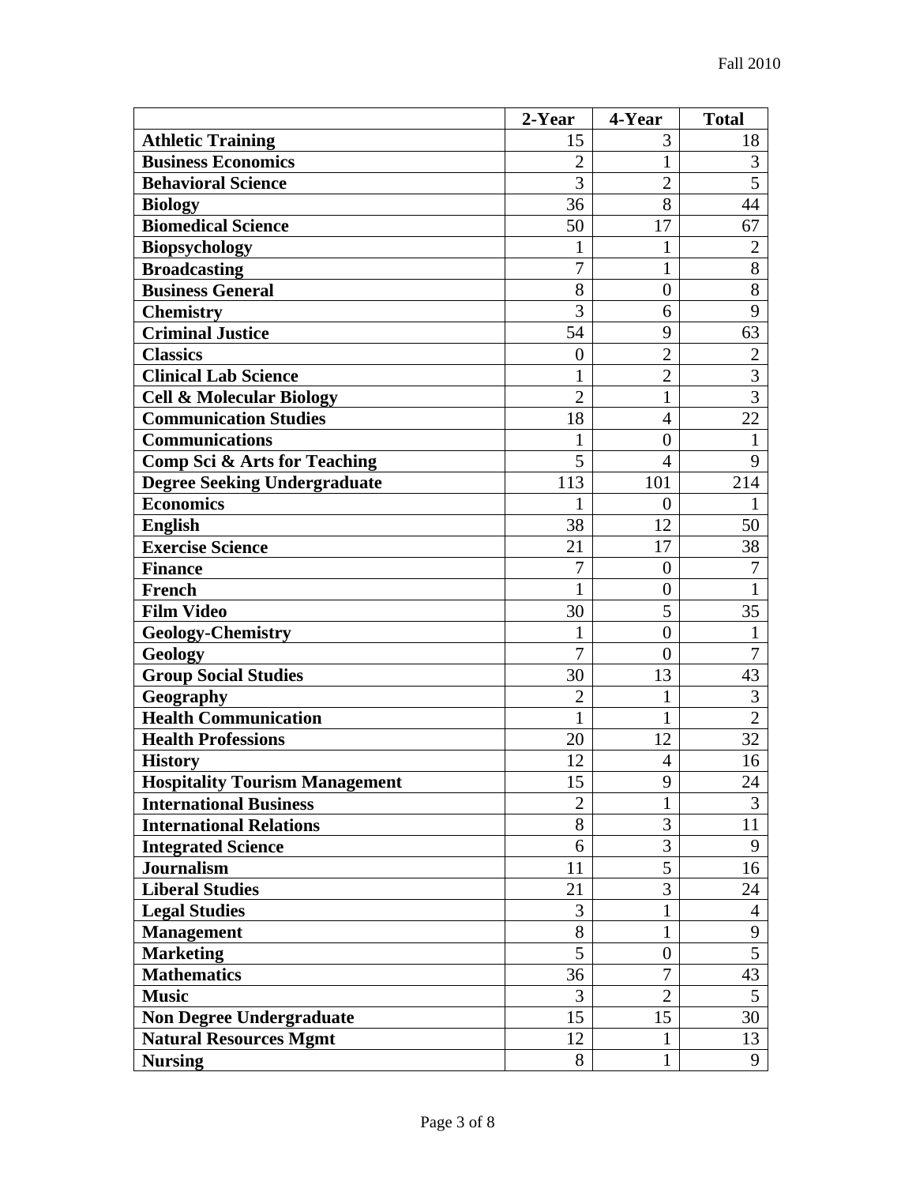| | 2-Year | 4-Year | Total |
|---|---|---|---|
| **Athletic Training** | 15 | 3 | 18 |
| **Business Economics** | 2 | 1 | 3 |
| **Behavioral Science** | 3 | 2 | 5 |
| **Biology** | 36 | 8 | 44 |
| **Biomedical Science** | 50 | 17 | 67 |
| **Biopsychology** | 1 | 1 | 2 |
| **Broadcasting** | 7 | 1 | 8 |
| **Business General** | 8 | 0 | 8 |
| **Chemistry** | 3 | 6 | 9 |
| **Criminal Justice** | 54 | 9 | 63 |
| **Classics** | 0 | 2 | 2 |
| **Clinical Lab Science** | 1 | 2 | 3 |
| **Cell & Molecular Biology** | 2 | 1 | 3 |
| **Communication Studies** | 18 | 4 | 22 |
| **Communications** | 1 | 0 | 1 |
| **Comp Sci & Arts for Teaching** | 5 | 4 | 9 |
| **Degree Seeking Undergraduate** | 113 | 101 | 214 |
| **Economics** | 1 | 0 | 1 |
| **English** | 38 | 12 | 50 |
| **Exercise Science** | 21 | 17 | 38 |
| **Finance** | 7 | 0 | 7 |
| **French** | 1 | 0 | 1 |
| **Film Video** | 30 | 5 | 35 |
| **Geology-Chemistry** | 1 | 0 | 1 |
| **Geology** | 7 | 0 | 7 |
| **Group Social Studies** | 30 | 13 | 43 |
| **Geography** | 2 | 1 | 3 |
| **Health Communication** | 1 | 1 | 2 |
| **Health Professions** | 20 | 12 | 32 |
| **History** | 12 | 4 | 16 |
| **Hospitality Tourism Management** | 15 | 9 | 24 |
| **International Business** | 2 | 1 | 3 |
| **International Relations** | 8 | 3 | 11 |
| **Integrated Science** | 6 | 3 | 9 |
| **Journalism** | 11 | 5 | 16 |
| **Liberal Studies** | 21 | 3 | 24 |
| **Legal Studies** | 3 | 1 | 4 |
| **Management** | 8 | 1 | 9 |
| **Marketing** | 5 | 0 | 5 |
| **Mathematics** | 36 | 7 | 43 |
| **Music** | 3 | 2 | 5 |
| **Non Degree Undergraduate** | 15 | 15 | 30 |
| **Natural Resources Mgmt** | 12 | 1 | 13 |
| **Nursing** | 8 | 1 | 9 |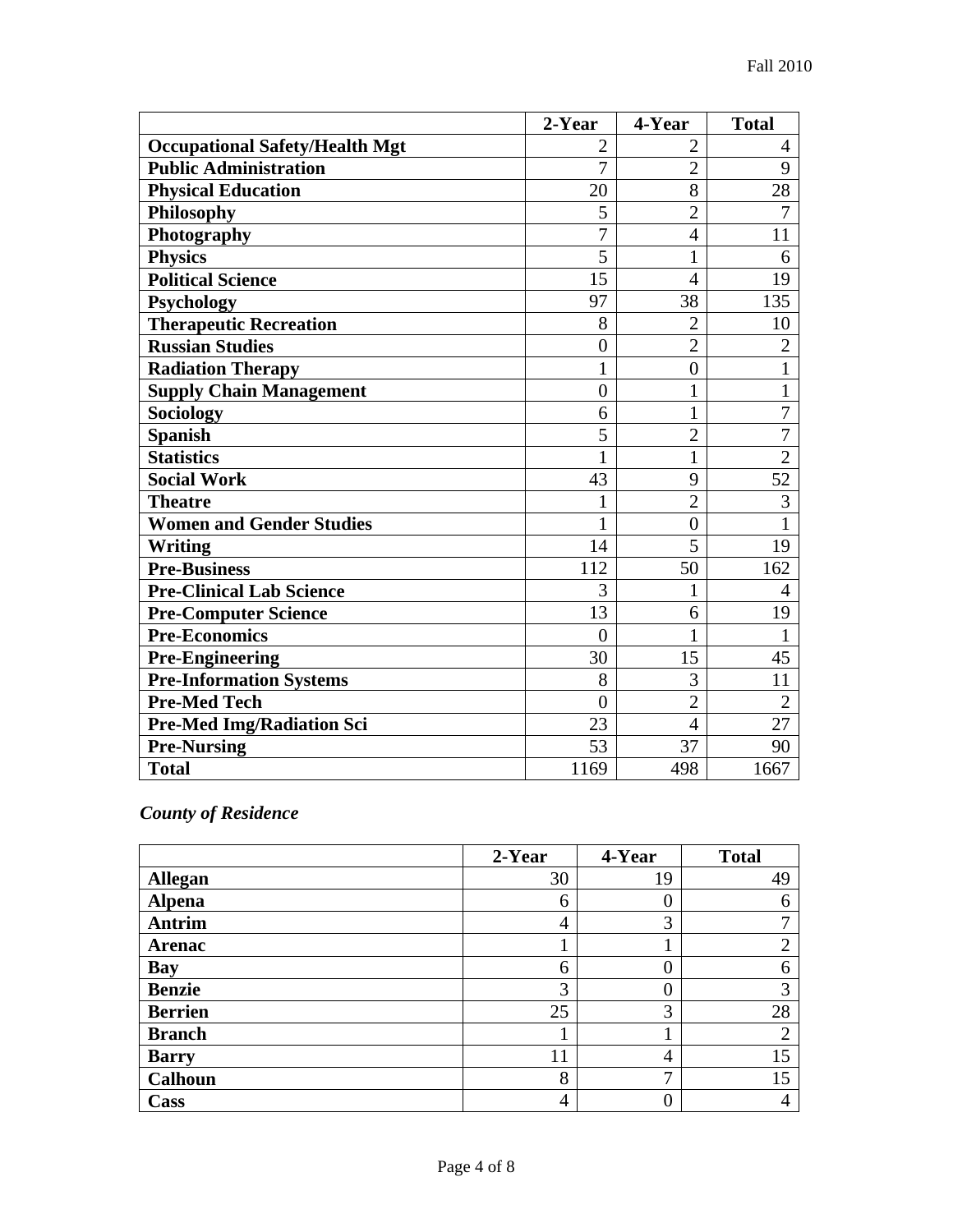| | 2-Year | 4-Year | Total |
|---|---|---|---|
| **Occupational Safety/Health Mgt** | 2 | 2 | 4 |
| **Public Administration** | 7 | 2 | 9 |
| **Physical Education** | 20 | 8 | 28 |
| **Philosophy** | 5 | 2 | 7 |
| **Photography** | 7 | 4 | 11 |
| **Physics** | 5 | 1 | 6 |
| **Political Science** | 15 | 4 | 19 |
| **Psychology** | 97 | 38 | 135 |
| **Therapeutic Recreation** | 8 | 2 | 10 |
| **Russian Studies** | 0 | 2 | 2 |
| **Radiation Therapy** | 1 | 0 | 1 |
| **Supply Chain Management** | 0 | 1 | 1 |
| **Sociology** | 6 | 1 | 7 |
| **Spanish** | 5 | 2 | 7 |
| **Statistics** | 1 | 1 | 2 |
| **Social Work** | 43 | 9 | 52 |
| **Theatre** | 1 | 2 | 3 |
| **Women and Gender Studies** | 1 | 0 | 1 |
| **Writing** | 14 | 5 | 19 |
| **Pre-Business** | 112 | 50 | 162 |
| **Pre-Clinical Lab Science** | 3 | 1 | 4 |
| **Pre-Computer Science** | 13 | 6 | 19 |
| **Pre-Economics** | 0 | 1 | 1 |
| **Pre-Engineering** | 30 | 15 | 45 |
| **Pre-Information Systems** | 8 | 3 | 11 |
| **Pre-Med Tech** | 0 | 2 | 2 |
| **Pre-Med Img/Radiation Sci** | 23 | 4 | 27 |
| **Pre-Nursing** | 53 | 37 | 90 |
| **Total** | 1169 | 498 | 1667 |

***County of Residence***

| | 2-Year | 4-Year | Total |
|---|---|---|---|
| **Allegan** | 30 | 19 | 49 |
| **Alpena** | 6 | 0 | 6 |
| **Antrim** | 4 | 3 | 7 |
| **Arenac** | 1 | 1 | 2 |
| **Bay** | 6 | 0 | 6 |
| **Benzie** | 3 | 0 | 3 |
| **Berrien** | 25 | 3 | 28 |
| **Branch** | 1 | 1 | 2 |
| **Barry** | 11 | 4 | 15 |
| **Calhoun** | 8 | 7 | 15 |
| **Cass** | 4 | 0 | 4 |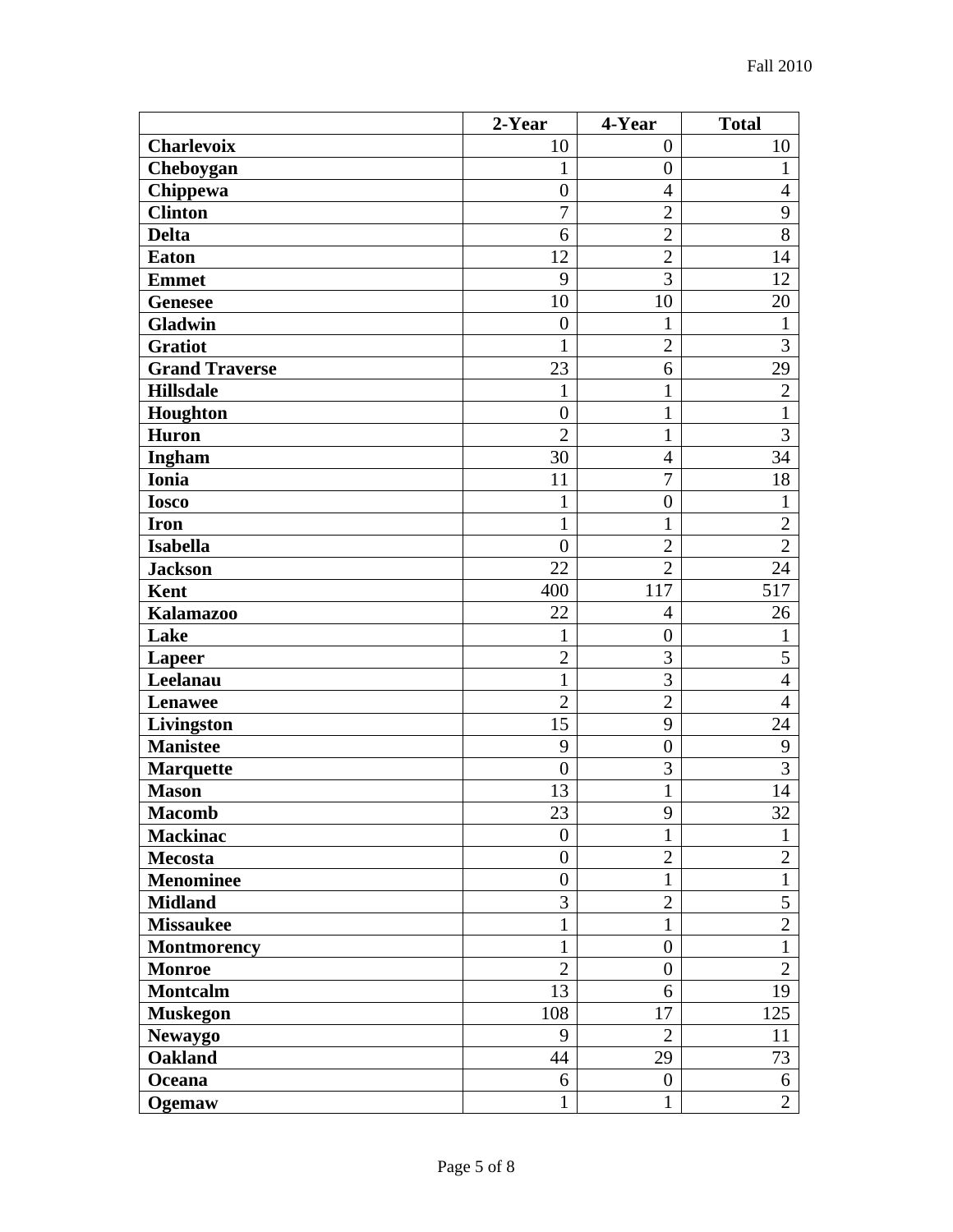| | 2-Year | 4-Year | Total |
|---|---|---|---|
| **Charlevoix** | 10 | 0 | 10 |
| **Cheboygan** | 1 | 0 | 1 |
| **Chippewa** | 0 | 4 | 4 |
| **Clinton** | 7 | 2 | 9 |
| **Delta** | 6 | 2 | 8 |
| **Eaton** | 12 | 2 | 14 |
| **Emmet** | 9 | 3 | 12 |
| **Genesee** | 10 | 10 | 20 |
| **Gladwin** | 0 | 1 | 1 |
| **Gratiot** | 1 | 2 | 3 |
| **Grand Traverse** | 23 | 6 | 29 |
| **Hillsdale** | 1 | 1 | 2 |
| **Houghton** | 0 | 1 | 1 |
| **Huron** | 2 | 1 | 3 |
| **Ingham** | 30 | 4 | 34 |
| **Ionia** | 11 | 7 | 18 |
| **Iosco** | 1 | 0 | 1 |
| **Iron** | 1 | 1 | 2 |
| **Isabella** | 0 | 2 | 2 |
| **Jackson** | 22 | 2 | 24 |
| **Kent** | 400 | 117 | 517 |
| **Kalamazoo** | 22 | 4 | 26 |
| **Lake** | 1 | 0 | 1 |
| **Lapeer** | 2 | 3 | 5 |
| **Leelanau** | 1 | 3 | 4 |
| **Lenawee** | 2 | 2 | 4 |
| **Livingston** | 15 | 9 | 24 |
| **Manistee** | 9 | 0 | 9 |
| **Marquette** | 0 | 3 | 3 |
| **Mason** | 13 | 1 | 14 |
| **Macomb** | 23 | 9 | 32 |
| **Mackinac** | 0 | 1 | 1 |
| **Mecosta** | 0 | 2 | 2 |
| **Menominee** | 0 | 1 | 1 |
| **Midland** | 3 | 2 | 5 |
| **Missaukee** | 1 | 1 | 2 |
| **Montmorency** | 1 | 0 | 1 |
| **Monroe** | 2 | 0 | 2 |
| **Montcalm** | 13 | 6 | 19 |
| **Muskegon** | 108 | 17 | 125 |
| **Newaygo** | 9 | 2 | 11 |
| **Oakland** | 44 | 29 | 73 |
| **Oceana** | 6 | 0 | 6 |
| **Ogemaw** | 1 | 1 | 2 |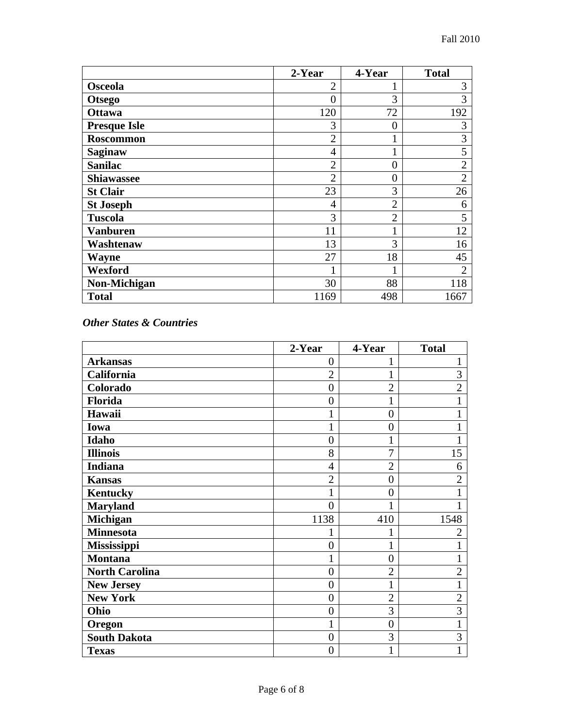| | 2-Year | 4-Year | Total |
|---|---|---|---|
| **Osceola** | 2 | 1 | 3 |
| **Otsego** | 0 | 3 | 3 |
| **Ottawa** | 120 | 72 | 192 |
| **Presque Isle** | 3 | 0 | 3 |
| **Roscommon** | 2 | 1 | 3 |
| **Saginaw** | 4 | 1 | 5 |
| **Sanilac** | 2 | 0 | 2 |
| **Shiawassee** | 2 | 0 | 2 |
| **St Clair** | 23 | 3 | 26 |
| **St Joseph** | 4 | 2 | 6 |
| **Tuscola** | 3 | 2 | 5 |
| **Vanburen** | 11 | 1 | 12 |
| **Washtenaw** | 13 | 3 | 16 |
| **Wayne** | 27 | 18 | 45 |
| **Wexford** | 1 | 1 | 2 |
| **Non-Michigan** | 30 | 88 | 118 |
| **Total** | 1169 | 498 | 1667 |

***Other States & Countries***

| | 2-Year | 4-Year | Total |
|---|---|---|---|
| **Arkansas** | 0 | 1 | 1 |
| **California** | 2 | 1 | 3 |
| **Colorado** | 0 | 2 | 2 |
| **Florida** | 0 | 1 | 1 |
| **Hawaii** | 1 | 0 | 1 |
| **Iowa** | 1 | 0 | 1 |
| **Idaho** | 0 | 1 | 1 |
| **Illinois** | 8 | 7 | 15 |
| **Indiana** | 4 | 2 | 6 |
| **Kansas** | 2 | 0 | 2 |
| **Kentucky** | 1 | 0 | 1 |
| **Maryland** | 0 | 1 | 1 |
| **Michigan** | 1138 | 410 | 1548 |
| **Minnesota** | 1 | 1 | 2 |
| **Mississippi** | 0 | 1 | 1 |
| **Montana** | 1 | 0 | 1 |
| **North Carolina** | 0 | 2 | 2 |
| **New Jersey** | 0 | 1 | 1 |
| **New York** | 0 | 2 | 2 |
| **Ohio** | 0 | 3 | 3 |
| **Oregon** | 1 | 0 | 1 |
| **South Dakota** | 0 | 3 | 3 |
| **Texas** | 0 | 1 | 1 |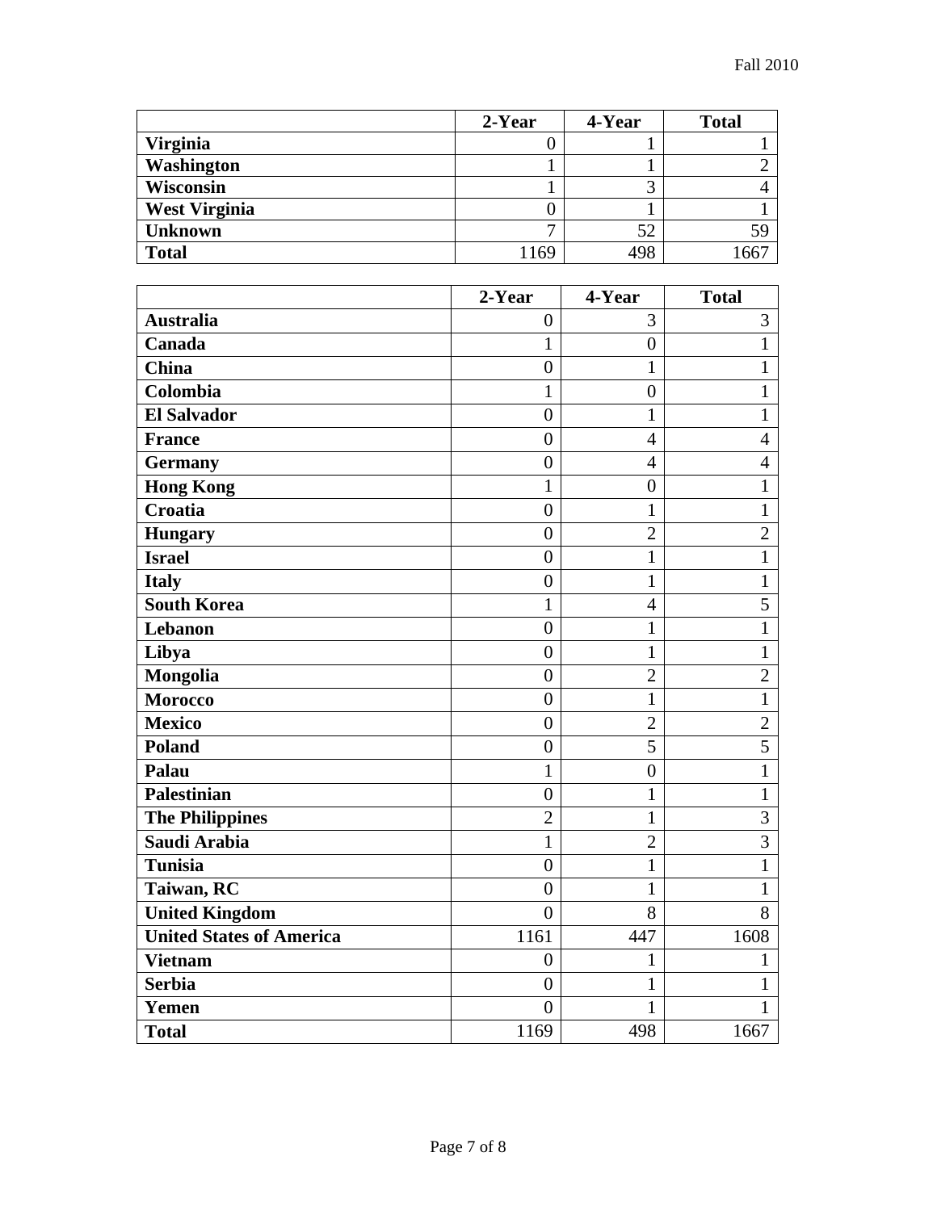| | 2-Year | 4-Year | Total |
|---|---|---|---|
| **Virginia** | 0 | 1 | 1 |
| **Washington** | 1 | 1 | 2 |
| **Wisconsin** | 1 | 3 | 4 |
| **West Virginia** | 0 | 1 | 1 |
| **Unknown** | 7 | 52 | 59 |
| **Total** | 1169 | 498 | 1667 |

| | 2-Year | 4-Year | Total |
|---|---|---|---|
| **Australia** | 0 | 3 | 3 |
| **Canada** | 1 | 0 | 1 |
| **China** | 0 | 1 | 1 |
| **Colombia** | 1 | 0 | 1 |
| **El Salvador** | 0 | 1 | 1 |
| **France** | 0 | 4 | 4 |
| **Germany** | 0 | 4 | 4 |
| **Hong Kong** | 1 | 0 | 1 |
| **Croatia** | 0 | 1 | 1 |
| **Hungary** | 0 | 2 | 2 |
| **Israel** | 0 | 1 | 1 |
| **Italy** | 0 | 1 | 1 |
| **South Korea** | 1 | 4 | 5 |
| **Lebanon** | 0 | 1 | 1 |
| **Libya** | 0 | 1 | 1 |
| **Mongolia** | 0 | 2 | 2 |
| **Morocco** | 0 | 1 | 1 |
| **Mexico** | 0 | 2 | 2 |
| **Poland** | 0 | 5 | 5 |
| **Palau** | 1 | 0 | 1 |
| **Palestinian** | 0 | 1 | 1 |
| **The Philippines** | 2 | 1 | 3 |
| **Saudi Arabia** | 1 | 2 | 3 |
| **Tunisia** | 0 | 1 | 1 |
| **Taiwan, RC** | 0 | 1 | 1 |
| **United Kingdom** | 0 | 8 | 8 |
| **United States of America** | 1161 | 447 | 1608 |
| **Vietnam** | 0 | 1 | 1 |
| **Serbia** | 0 | 1 | 1 |
| **Yemen** | 0 | 1 | 1 |
| **Total** | 1169 | 498 | 1667 |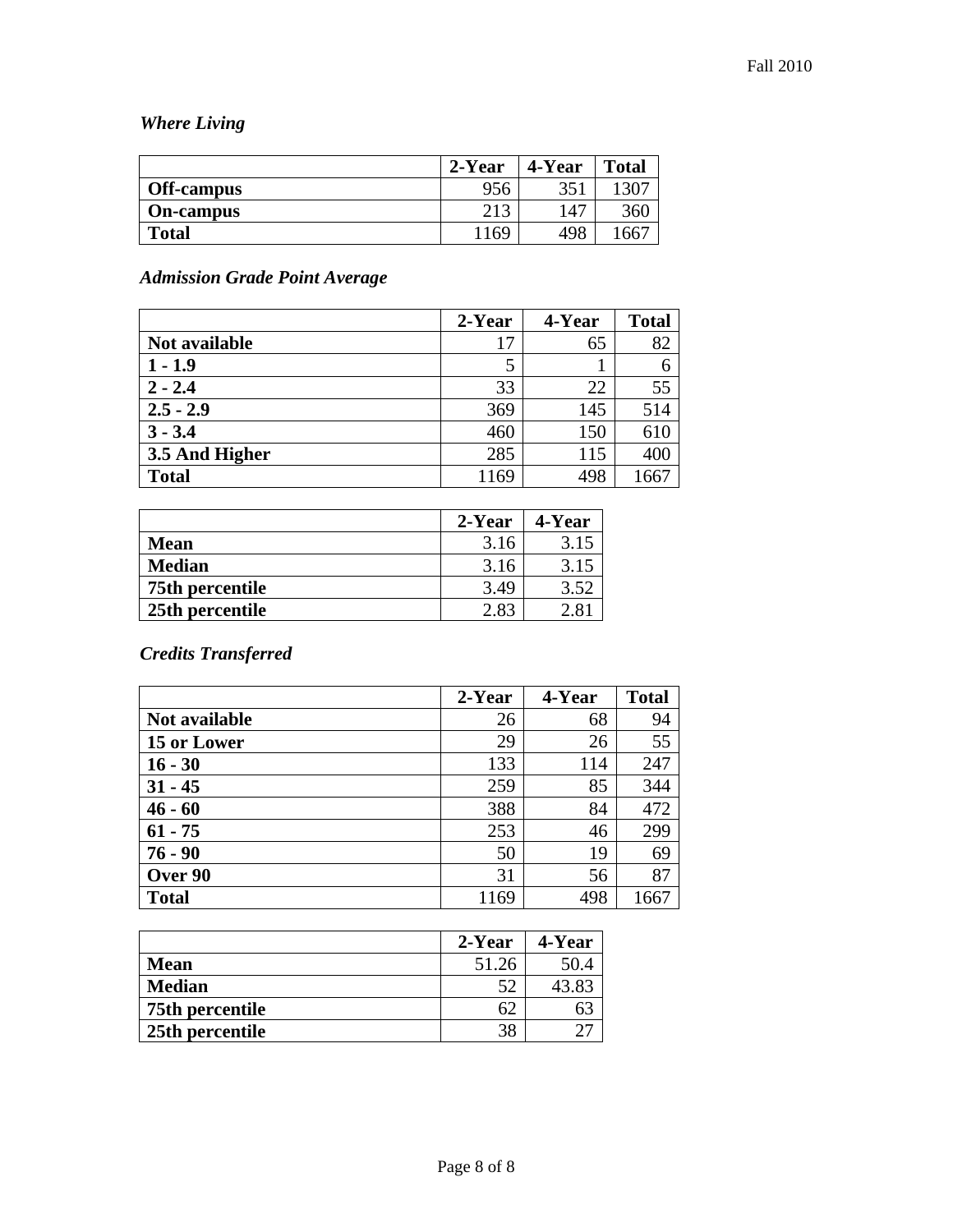*Where Living*

| | 2-Year | 4-Year | Total |
|---|---|---|---|
| **Off-campus** | 956 | 351 | 1307 |
| **On-campus** | 213 | 147 | 360 |
| **Total** | 1169 | 498 | 1667 |

*Admission Grade Point Average*

| | 2-Year | 4-Year | Total |
|---|---|---|---|
| **Not available** | 17 | 65 | 82 |
| **1 - 1.9** | 5 | 1 | 6 |
| **2 - 2.4** | 33 | 22 | 55 |
| **2.5 - 2.9** | 369 | 145 | 514 |
| **3 - 3.4** | 460 | 150 | 610 |
| **3.5 And Higher** | 285 | 115 | 400 |
| **Total** | 1169 | 498 | 1667 |

| | 2-Year | 4-Year |
|---|---|---|
| **Mean** | 3.16 | 3.15 |
| **Median** | 3.16 | 3.15 |
| **75th percentile** | 3.49 | 3.52 |
| **25th percentile** | 2.83 | 2.81 |

*Credits Transferred*

| | 2-Year | 4-Year | Total |
|---|---|---|---|
| **Not available** | 26 | 68 | 94 |
| **15 or Lower** | 29 | 26 | 55 |
| **16 - 30** | 133 | 114 | 247 |
| **31 - 45** | 259 | 85 | 344 |
| **46 - 60** | 388 | 84 | 472 |
| **61 - 75** | 253 | 46 | 299 |
| **76 - 90** | 50 | 19 | 69 |
| **Over 90** | 31 | 56 | 87 |
| **Total** | 1169 | 498 | 1667 |

| | 2-Year | 4-Year |
|---|---|---|
| **Mean** | 51.26 | 50.4 |
| **Median** | 52 | 43.83 |
| **75th percentile** | 62 | 63 |
| **25th percentile** | 38 | 27 |